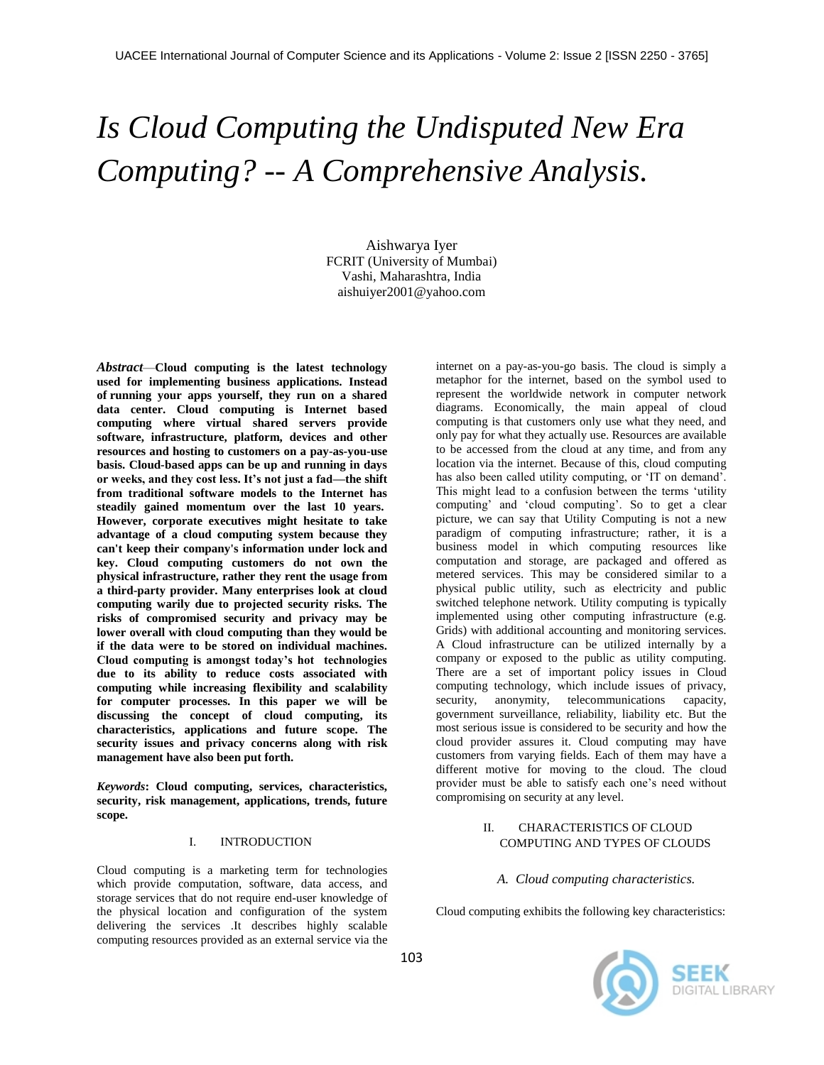# *Is Cloud Computing the Undisputed New Era Computing? -- A Comprehensive Analysis.*

Aishwarya Iyer
FCRIT (University of Mumbai)
Vashi, Maharashtra, India
aishuiyer2001@yahoo.com

***Abstract*—Cloud computing is the latest technology used for implementing business applications. Instead of running your apps yourself, they run on a shared data center. Cloud computing is Internet based computing where virtual shared servers provide software, infrastructure, platform, devices and other resources and hosting to customers on a pay-as-you-use basis. Cloud-based apps can be up and running in days or weeks, and they cost less. It's not just a fad—the shift from traditional software models to the Internet has steadily gained momentum over the last 10 years. However, corporate executives might hesitate to take advantage of a cloud computing system because they can't keep their company's information under lock and key. Cloud computing customers do not own the physical infrastructure, rather they rent the usage from a third-party provider. Many enterprises look at cloud computing warily due to projected security risks. The risks of compromised security and privacy may be lower overall with cloud computing than they would be if the data were to be stored on individual machines. Cloud computing is amongst today's hot technologies due to its ability to reduce costs associated with computing while increasing flexibility and scalability for computer processes. In this paper we will be discussing the concept of cloud computing, its characteristics, applications and future scope. The security issues and privacy concerns along with risk management have also been put forth.**

***Keywords*: Cloud computing, services, characteristics, security, risk management, applications, trends, future scope.**

## I. INTRODUCTION

Cloud computing is a marketing term for technologies which provide computation, software, data access, and storage services that do not require end-user knowledge of the physical location and configuration of the system delivering the services .It describes highly scalable computing resources provided as an external service via the internet on a pay-as-you-go basis. The cloud is simply a metaphor for the internet, based on the symbol used to represent the worldwide network in computer network diagrams. Economically, the main appeal of cloud computing is that customers only use what they need, and only pay for what they actually use. Resources are available to be accessed from the cloud at any time, and from any location via the internet. Because of this, cloud computing has also been called utility computing, or 'IT on demand'. This might lead to a confusion between the terms 'utility computing' and 'cloud computing'. So to get a clear picture, we can say that Utility Computing is not a new paradigm of computing infrastructure; rather, it is a business model in which computing resources like computation and storage, are packaged and offered as metered services. This may be considered similar to a physical public utility, such as electricity and public switched telephone network. Utility computing is typically implemented using other computing infrastructure (e.g. Grids) with additional accounting and monitoring services. A Cloud infrastructure can be utilized internally by a company or exposed to the public as utility computing. There are a set of important policy issues in Cloud computing technology, which include issues of privacy, security, anonymity, telecommunications capacity, government surveillance, reliability, liability etc. But the most serious issue is considered to be security and how the cloud provider assures it. Cloud computing may have customers from varying fields. Each of them may have a different motive for moving to the cloud. The cloud provider must be able to satisfy each one's need without compromising on security at any level.

## II. CHARACTERISTICS OF CLOUD COMPUTING AND TYPES OF CLOUDS

### *A. Cloud computing characteristics.*

Cloud computing exhibits the following key characteristics: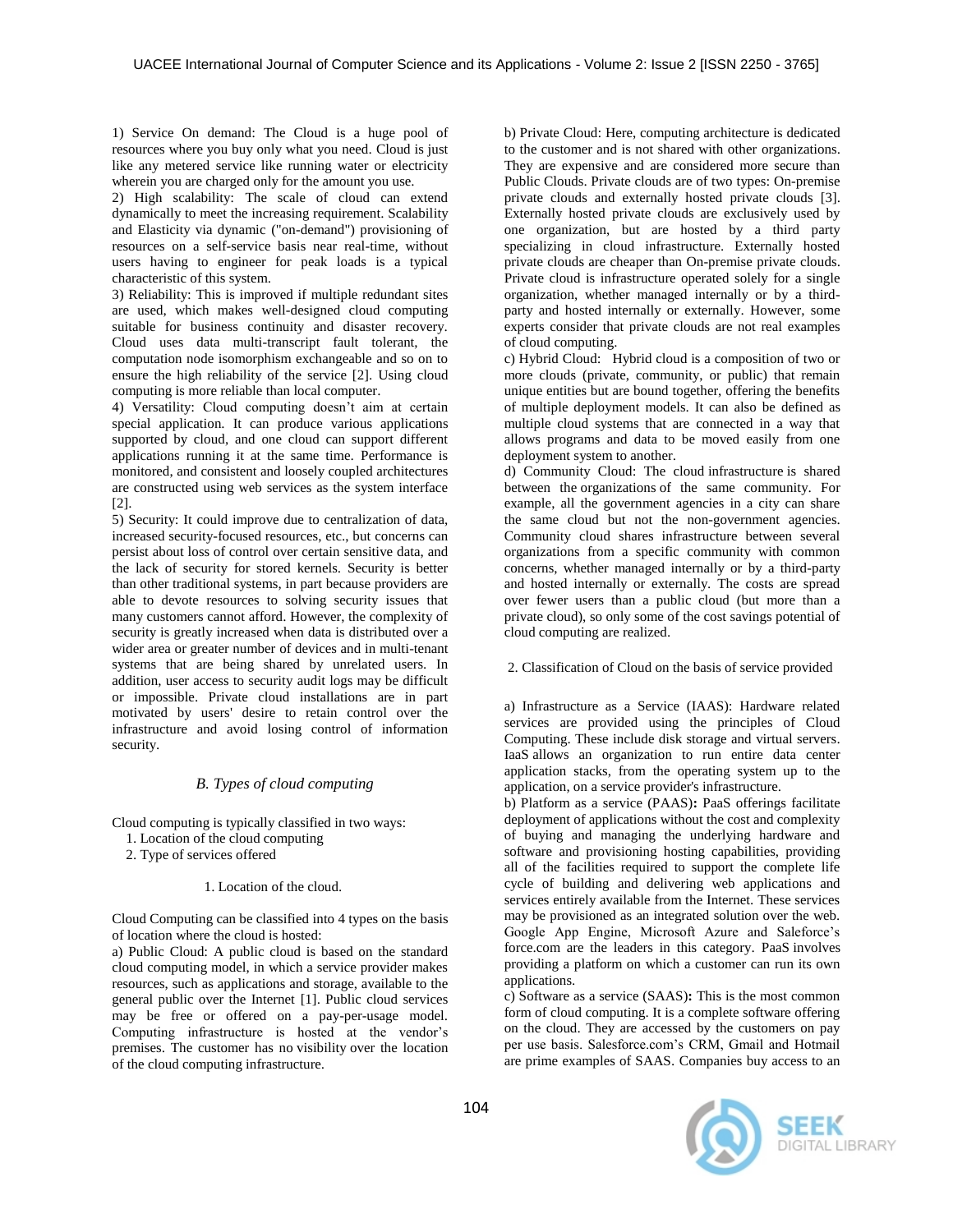1) Service On demand: The Cloud is a huge pool of resources where you buy only what you need. Cloud is just like any metered service like running water or electricity wherein you are charged only for the amount you use.

2) High scalability: The scale of cloud can extend dynamically to meet the increasing requirement. Scalability and Elasticity via dynamic ("on-demand") provisioning of resources on a self-service basis near real-time, without users having to engineer for peak loads is a typical characteristic of this system.

3) Reliability: This is improved if multiple redundant sites are used, which makes well-designed cloud computing suitable for business continuity and disaster recovery. Cloud uses data multi-transcript fault tolerant, the computation node isomorphism exchangeable and so on to ensure the high reliability of the service [2]. Using cloud computing is more reliable than local computer.

4) Versatility: Cloud computing doesn't aim at certain special application. It can produce various applications supported by cloud, and one cloud can support different applications running it at the same time. Performance is monitored, and consistent and loosely coupled architectures are constructed using web services as the system interface [2].

5) Security: It could improve due to centralization of data, increased security-focused resources, etc., but concerns can persist about loss of control over certain sensitive data, and the lack of security for stored kernels. Security is better than other traditional systems, in part because providers are able to devote resources to solving security issues that many customers cannot afford. However, the complexity of security is greatly increased when data is distributed over a wider area or greater number of devices and in multi-tenant systems that are being shared by unrelated users. In addition, user access to security audit logs may be difficult or impossible. Private cloud installations are in part motivated by users' desire to retain control over the infrastructure and avoid losing control of information security.

### *B. Types of cloud computing*

Cloud computing is typically classified in two ways:

1. Location of the cloud computing
2. Type of services offered

#### 1. Location of the cloud.

Cloud Computing can be classified into 4 types on the basis of location where the cloud is hosted:

a) Public Cloud: A public cloud is based on the standard cloud computing model, in which a service provider makes resources, such as applications and storage, available to the general public over the Internet [1]. Public cloud services may be free or offered on a pay-per-usage model. Computing infrastructure is hosted at the vendor's premises. The customer has no visibility over the location of the cloud computing infrastructure.

b) Private Cloud: Here, computing architecture is dedicated to the customer and is not shared with other organizations. They are expensive and are considered more secure than Public Clouds. Private clouds are of two types: On-premise private clouds and externally hosted private clouds [3]. Externally hosted private clouds are exclusively used by one organization, but are hosted by a third party specializing in cloud infrastructure. Externally hosted private clouds are cheaper than On-premise private clouds. Private cloud is infrastructure operated solely for a single organization, whether managed internally or by a third-party and hosted internally or externally. However, some experts consider that private clouds are not real examples of cloud computing.

c) Hybrid Cloud: Hybrid cloud is a composition of two or more clouds (private, community, or public) that remain unique entities but are bound together, offering the benefits of multiple deployment models. It can also be defined as multiple cloud systems that are connected in a way that allows programs and data to be moved easily from one deployment system to another.

d) Community Cloud: The cloud infrastructure is shared between the organizations of the same community. For example, all the government agencies in a city can share the same cloud but not the non-government agencies. Community cloud shares infrastructure between several organizations from a specific community with common concerns, whether managed internally or by a third-party and hosted internally or externally. The costs are spread over fewer users than a public cloud (but more than a private cloud), so only some of the cost savings potential of cloud computing are realized.

#### 2. Classification of Cloud on the basis of service provided

a) Infrastructure as a Service (IAAS): Hardware related services are provided using the principles of Cloud Computing. These include disk storage and virtual servers. IaaS allows an organization to run entire data center application stacks, from the operating system up to the application, on a service provider's infrastructure.

b) Platform as a service (PAAS)**:** PaaS offerings facilitate deployment of applications without the cost and complexity of buying and managing the underlying hardware and software and provisioning hosting capabilities, providing all of the facilities required to support the complete life cycle of building and delivering web applications and services entirely available from the Internet. These services may be provisioned as an integrated solution over the web. Google App Engine, Microsoft Azure and Saleforce's force.com are the leaders in this category. PaaS involves providing a platform on which a customer can run its own applications.

c) Software as a service (SAAS)**:** This is the most common form of cloud computing. It is a complete software offering on the cloud. They are accessed by the customers on pay per use basis. Salesforce.com's CRM, Gmail and Hotmail are prime examples of SAAS. Companies buy access to an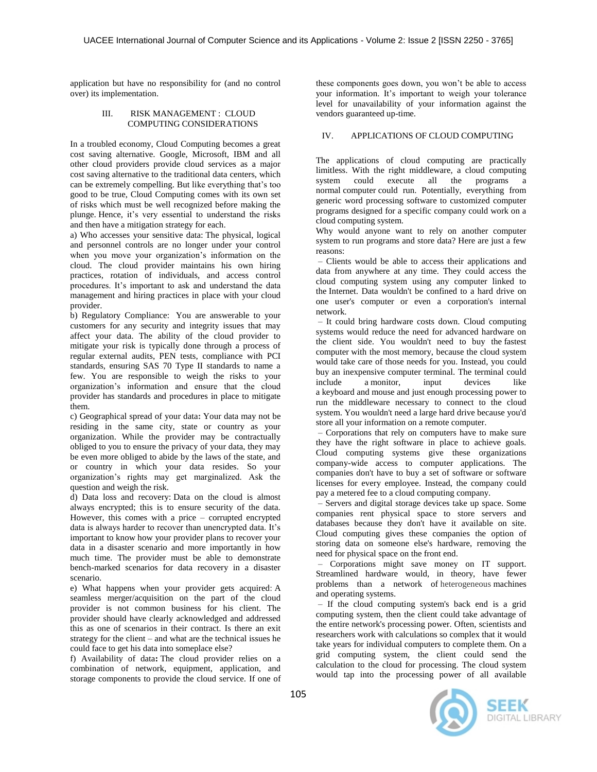application but have no responsibility for (and no control over) its implementation.

## III. RISK MANAGEMENT : CLOUD COMPUTING CONSIDERATIONS

In a troubled economy, Cloud Computing becomes a great cost saving alternative. Google, Microsoft, IBM and all other cloud providers provide cloud services as a major cost saving alternative to the traditional data centers, which can be extremely compelling. But like everything that's too good to be true, Cloud Computing comes with its own set of risks which must be well recognized before making the plunge. Hence, it's very essential to understand the risks and then have a mitigation strategy for each.

a) Who accesses your sensitive data: The physical, logical and personnel controls are no longer under your control when you move your organization's information on the cloud. The cloud provider maintains his own hiring practices, rotation of individuals, and access control procedures. It's important to ask and understand the data management and hiring practices in place with your cloud provider.

b) Regulatory Compliance: You are answerable to your customers for any security and integrity issues that may affect your data. The ability of the cloud provider to mitigate your risk is typically done through a process of regular external audits, PEN tests, compliance with PCI standards, ensuring SAS 70 Type II standards to name a few. You are responsible to weigh the risks to your organization's information and ensure that the cloud provider has standards and procedures in place to mitigate them.

c) Geographical spread of your data**:** Your data may not be residing in the same city, state or country as your organization. While the provider may be contractually obliged to you to ensure the privacy of your data, they may be even more obliged to abide by the laws of the state, and or country in which your data resides. So your organization's rights may get marginalized. Ask the question and weigh the risk.

d) Data loss and recovery: Data on the cloud is almost always encrypted; this is to ensure security of the data. However, this comes with a price – corrupted encrypted data is always harder to recover than unencrypted data. It's important to know how your provider plans to recover your data in a disaster scenario and more importantly in how much time. The provider must be able to demonstrate bench-marked scenarios for data recovery in a disaster scenario.

e) What happens when your provider gets acquired: A seamless merger/acquisition on the part of the cloud provider is not common business for his client. The provider should have clearly acknowledged and addressed this as one of scenarios in their contract. Is there an exit strategy for the client – and what are the technical issues he could face to get his data into someplace else?

f) Availability of data**:** The cloud provider relies on a combination of network, equipment, application, and storage components to provide the cloud service. If one of these components goes down, you won't be able to access your information. It's important to weigh your tolerance level for unavailability of your information against the vendors guaranteed up-time.

## IV. APPLICATIONS OF CLOUD COMPUTING

The applications of cloud computing are practically limitless. With the right middleware, a cloud computing system could execute all the programs a normal computer could run. Potentially, everything from generic word processing software to customized computer programs designed for a specific company could work on a cloud computing system.

Why would anyone want to rely on another computer system to run programs and store data? Here are just a few reasons:

– Clients would be able to access their applications and data from anywhere at any time. They could access the cloud computing system using any computer linked to the Internet. Data wouldn't be confined to a hard drive on one user's computer or even a corporation's internal network.

– It could bring hardware costs down. Cloud computing systems would reduce the need for advanced hardware on the client side. You wouldn't need to buy the fastest computer with the most memory, because the cloud system would take care of those needs for you. Instead, you could buy an inexpensive computer terminal. The terminal could include a monitor, input devices like a keyboard and mouse and just enough processing power to run the middleware necessary to connect to the cloud system. You wouldn't need a large hard drive because you'd store all your information on a remote computer.

– Corporations that rely on computers have to make sure they have the right software in place to achieve goals. Cloud computing systems give these organizations company-wide access to computer applications. The companies don't have to buy a set of software or software licenses for every employee. Instead, the company could pay a metered fee to a cloud computing company.

– Servers and digital storage devices take up space. Some companies rent physical space to store servers and databases because they don't have it available on site. Cloud computing gives these companies the option of storing data on someone else's hardware, removing the need for physical space on the front end.

– Corporations might save money on IT support. Streamlined hardware would, in theory, have fewer problems than a network of heterogeneous machines and operating systems.

– If the cloud computing system's back end is a grid computing system, then the client could take advantage of the entire network's processing power. Often, scientists and researchers work with calculations so complex that it would take years for individual computers to complete them. On a grid computing system, the client could send the calculation to the cloud for processing. The cloud system would tap into the processing power of all available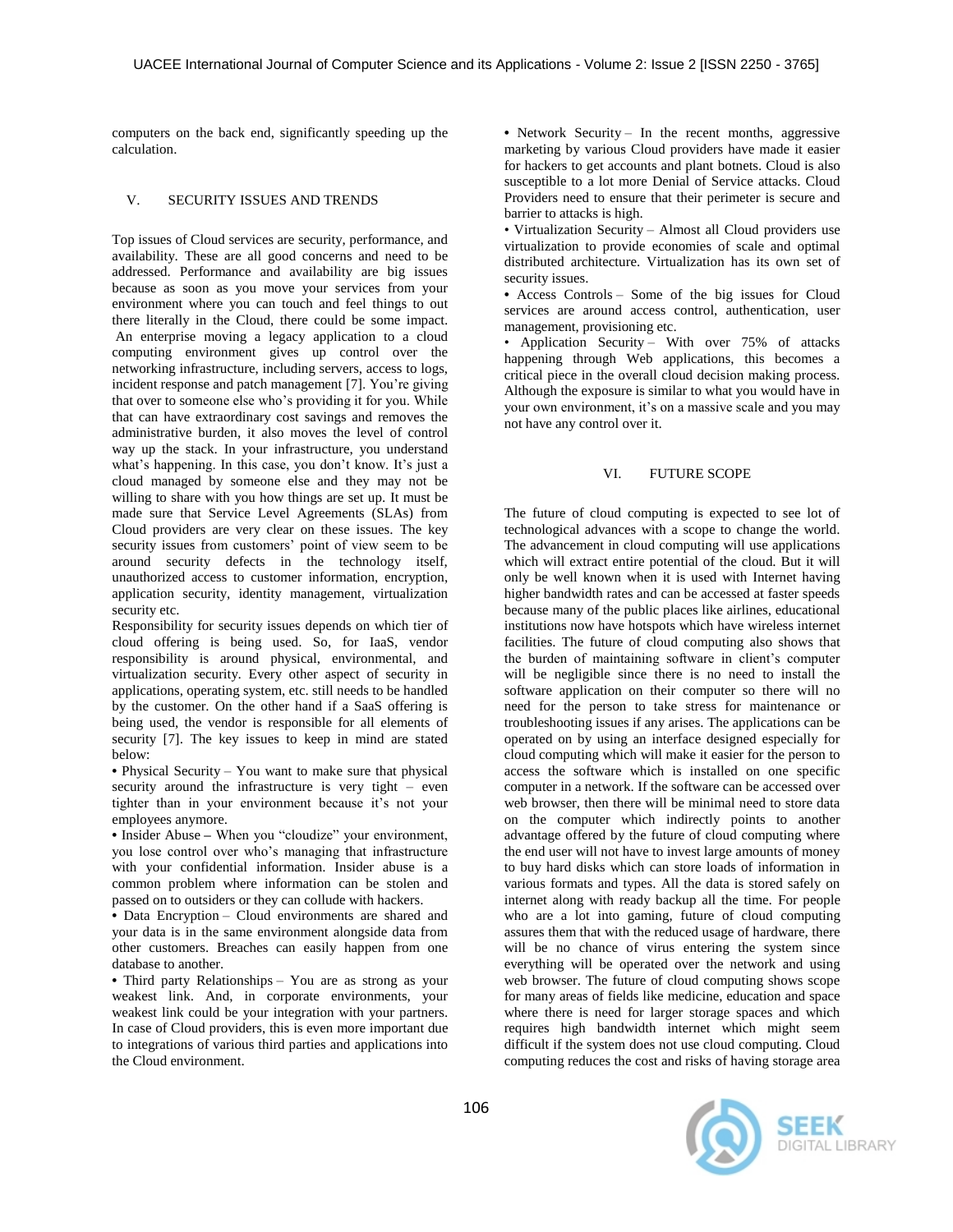computers on the back end, significantly speeding up the calculation.

## V. SECURITY ISSUES AND TRENDS

Top issues of Cloud services are security, performance, and availability. These are all good concerns and need to be addressed. Performance and availability are big issues because as soon as you move your services from your environment where you can touch and feel things to out there literally in the Cloud, there could be some impact. An enterprise moving a legacy application to a cloud computing environment gives up control over the networking infrastructure, including servers, access to logs, incident response and patch management [7]. You're giving that over to someone else who's providing it for you. While that can have extraordinary cost savings and removes the administrative burden, it also moves the level of control way up the stack. In your infrastructure, you understand what's happening. In this case, you don't know. It's just a cloud managed by someone else and they may not be willing to share with you how things are set up. It must be made sure that Service Level Agreements (SLAs) from Cloud providers are very clear on these issues. The key security issues from customers' point of view seem to be around security defects in the technology itself, unauthorized access to customer information, encryption, application security, identity management, virtualization security etc.

Responsibility for security issues depends on which tier of cloud offering is being used. So, for IaaS, vendor responsibility is around physical, environmental, and virtualization security. Every other aspect of security in applications, operating system, etc. still needs to be handled by the customer. On the other hand if a SaaS offering is being used, the vendor is responsible for all elements of security [7]. The key issues to keep in mind are stated below:

- Physical Security – You want to make sure that physical security around the infrastructure is very tight – even tighter than in your environment because it's not your employees anymore.
- Insider Abuse – When you "cloudize" your environment, you lose control over who's managing that infrastructure with your confidential information. Insider abuse is a common problem where information can be stolen and passed on to outsiders or they can collude with hackers.
- Data Encryption – Cloud environments are shared and your data is in the same environment alongside data from other customers. Breaches can easily happen from one database to another.
- Third party Relationships – You are as strong as your weakest link. And, in corporate environments, your weakest link could be your integration with your partners. In case of Cloud providers, this is even more important due to integrations of various third parties and applications into the Cloud environment.
- Network Security – In the recent months, aggressive marketing by various Cloud providers have made it easier for hackers to get accounts and plant botnets. Cloud is also susceptible to a lot more Denial of Service attacks. Cloud Providers need to ensure that their perimeter is secure and barrier to attacks is high.
- Virtualization Security – Almost all Cloud providers use virtualization to provide economies of scale and optimal distributed architecture. Virtualization has its own set of security issues.
- Access Controls – Some of the big issues for Cloud services are around access control, authentication, user management, provisioning etc.
- Application Security – With over 75% of attacks happening through Web applications, this becomes a critical piece in the overall cloud decision making process. Although the exposure is similar to what you would have in your own environment, it's on a massive scale and you may not have any control over it.

## VI. FUTURE SCOPE

The future of cloud computing is expected to see lot of technological advances with a scope to change the world. The advancement in cloud computing will use applications which will extract entire potential of the cloud. But it will only be well known when it is used with Internet having higher bandwidth rates and can be accessed at faster speeds because many of the public places like airlines, educational institutions now have hotspots which have wireless internet facilities. The future of cloud computing also shows that the burden of maintaining software in client's computer will be negligible since there is no need to install the software application on their computer so there will no need for the person to take stress for maintenance or troubleshooting issues if any arises. The applications can be operated on by using an interface designed especially for cloud computing which will make it easier for the person to access the software which is installed on one specific computer in a network. If the software can be accessed over web browser, then there will be minimal need to store data on the computer which indirectly points to another advantage offered by the future of cloud computing where the end user will not have to invest large amounts of money to buy hard disks which can store loads of information in various formats and types. All the data is stored safely on internet along with ready backup all the time. For people who are a lot into gaming, future of cloud computing assures them that with the reduced usage of hardware, there will be no chance of virus entering the system since everything will be operated over the network and using web browser. The future of cloud computing shows scope for many areas of fields like medicine, education and space where there is need for larger storage spaces and which requires high bandwidth internet which might seem difficult if the system does not use cloud computing. Cloud computing reduces the cost and risks of having storage area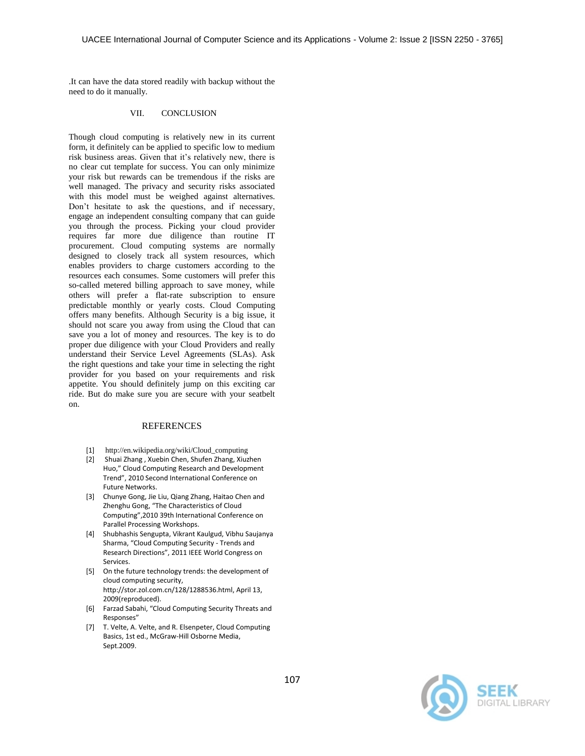.It can have the data stored readily with backup without the need to do it manually.

## VII. CONCLUSION

Though cloud computing is relatively new in its current form, it definitely can be applied to specific low to medium risk business areas. Given that it's relatively new, there is no clear cut template for success. You can only minimize your risk but rewards can be tremendous if the risks are well managed. The privacy and security risks associated with this model must be weighed against alternatives. Don't hesitate to ask the questions, and if necessary, engage an independent consulting company that can guide you through the process. Picking your cloud provider requires far more due diligence than routine IT procurement. Cloud computing systems are normally designed to closely track all system resources, which enables providers to charge customers according to the resources each consumes. Some customers will prefer this so-called metered billing approach to save money, while others will prefer a flat-rate subscription to ensure predictable monthly or yearly costs. Cloud Computing offers many benefits. Although Security is a big issue, it should not scare you away from using the Cloud that can save you a lot of money and resources. The key is to do proper due diligence with your Cloud Providers and really understand their Service Level Agreements (SLAs). Ask the right questions and take your time in selecting the right provider for you based on your requirements and risk appetite. You should definitely jump on this exciting car ride. But do make sure you are secure with your seatbelt on.

## REFERENCES

[1] http://en.wikipedia.org/wiki/Cloud_computing

[2] Shuai Zhang , Xuebin Chen, Shufen Zhang, Xiuzhen Huo," Cloud Computing Research and Development Trend", 2010 Second International Conference on Future Networks.

[3] Chunye Gong, Jie Liu, Qiang Zhang, Haitao Chen and Zhenghu Gong, "The Characteristics of Cloud Computing",2010 39th International Conference on Parallel Processing Workshops.

[4] Shubhashis Sengupta, Vikrant Kaulgud, Vibhu Saujanya Sharma, "Cloud Computing Security - Trends and Research Directions", 2011 IEEE World Congress on Services.

[5] On the future technology trends: the development of cloud computing security, http://stor.zol.com.cn/128/1288536.html, April 13, 2009(reproduced).

[6] Farzad Sabahi, "Cloud Computing Security Threats and Responses"

[7] T. Velte, A. Velte, and R. Elsenpeter, Cloud Computing Basics, 1st ed., McGraw-Hill Osborne Media, Sept.2009.